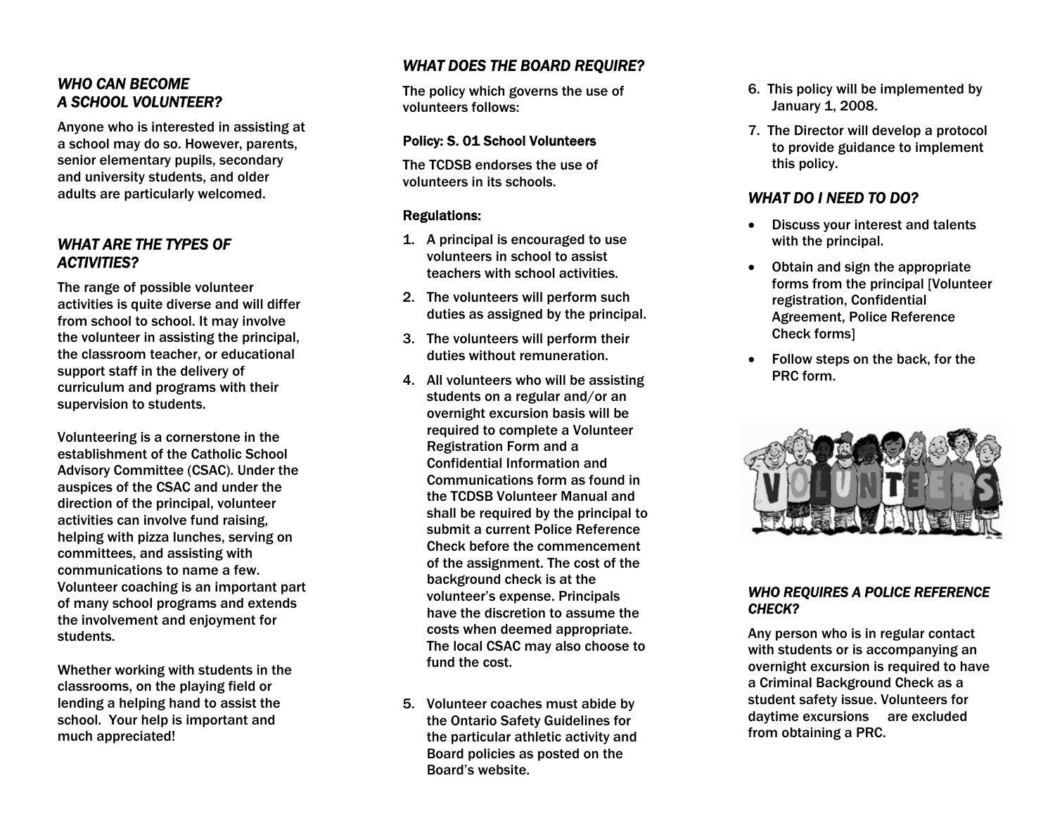## *WHO CAN BECOME A SCHOOL VOLUNTEER?*

Anyone who is interested in assisting at a school may do so. However, parents, senior elementary pupils, secondary and university students, and older adults are particularly welcomed.

## *WHAT ARE THE TYPES OF ACTIVITIES?*

The range of possible volunteer activities is quite diverse and will differ from school to school. It may involve the volunteer in assisting the principal, the classroom teacher, or educational support staff in the delivery of curriculum and programs with their supervision to students.

Volunteering is a cornerstone in the establishment of the Catholic School Advisory Committee (CSAC). Under the auspices of the CSAC and under the direction of the principal, volunteer activities can involve fund raising, helping with pizza lunches, serving on committees, and assisting with communications to name a few. Volunteer coaching is an important part of many school programs and extends the involvement and enjoyment for students.

Whether working with students in the classrooms, on the playing field or lending a helping hand to assist the school. Your help is important and much appreciated!

## *WHAT DOES THE BOARD REQUIRE?*

The policy which governs the use of volunteers follows:

**Policy: S. 01 School Volunteers**

The TCDSB endorses the use of volunteers in its schools.

**Regulations:**

1. A principal is encouraged to use volunteers in school to assist teachers with school activities.
2. The volunteers will perform such duties as assigned by the principal.
3. The volunteers will perform their duties without remuneration.
4. All volunteers who will be assisting students on a regular and/or an overnight excursion basis will be required to complete a Volunteer Registration Form and a Confidential Information and Communications form as found in the TCDSB Volunteer Manual and shall be required by the principal to submit a current Police Reference Check before the commencement of the assignment. The cost of the background check is at the volunteer's expense. Principals have the discretion to assume the costs when deemed appropriate. The local CSAC may also choose to fund the cost.
5. Volunteer coaches must abide by the Ontario Safety Guidelines for the particular athletic activity and Board policies as posted on the Board's website.
6. This policy will be implemented by January 1, 2008.
7. The Director will develop a protocol to provide guidance to implement this policy.

## *WHAT DO I NEED TO DO?*

- Discuss your interest and talents with the principal.
- Obtain and sign the appropriate forms from the principal [Volunteer registration, Confidential Agreement, Police Reference Check forms]
- Follow steps on the back, for the PRC form.

## *WHO REQUIRES A POLICE REFERENCE CHECK?*

Any person who is in regular contact with students or is accompanying an overnight excursion is required to have a Criminal Background Check as a student safety issue. Volunteers for daytime excursions are excluded from obtaining a PRC.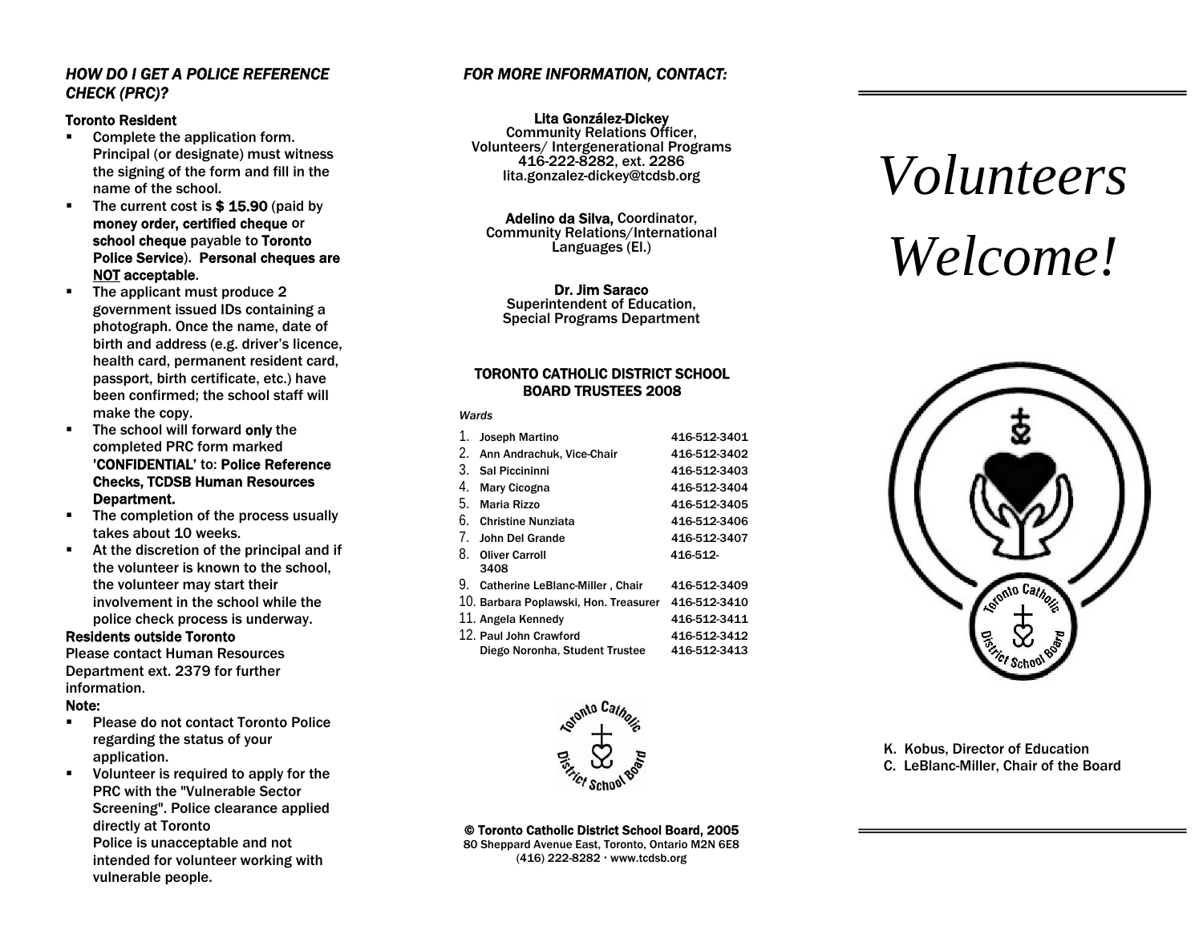### *HOW DO I GET A POLICE REFERENCE CHECK (PRC)?*

**Toronto Resident**

- Complete the application form. Principal (or designate) must witness the signing of the form and fill in the name of the school.
- The current cost is **$ 15.90** (paid by **money order, certified cheque** or **school cheque** payable to **Toronto Police Service**). **Personal cheques are NOT acceptable**.
- The applicant must produce 2 government issued IDs containing a photograph. Once the name, date of birth and address (e.g. driver's licence, health card, permanent resident card, passport, birth certificate, etc.) have been confirmed; the school staff will make the copy.
- The school will forward **only** the completed PRC form marked '**CONFIDENTIAL**' to: **Police Reference Checks, TCDSB Human Resources Department.**
- The completion of the process usually takes about 10 weeks.
- At the discretion of the principal and if the volunteer is known to the school, the volunteer may start their involvement in the school while the police check process is underway.

**Residents outside Toronto**

Please contact Human Resources Department ext. 2379 for further information.

**Note:**

- Please do not contact Toronto Police regarding the status of your application.
- Volunteer is required to apply for the PRC with the "Vulnerable Sector Screening". Police clearance applied directly at Toronto Police is unacceptable and not intended for volunteer working with vulnerable people.

### *FOR MORE INFORMATION, CONTACT:*

**Lita González-Dickey**
Community Relations Officer,
Volunteers/ Intergenerational Programs
416-222-8282, ext. 2286
lita.gonzalez-dickey@tcdsb.org

**Adelino da Silva,** Coordinator,
Community Relations/International Languages (El.)

**Dr. Jim Saraco**
Superintendent of Education,
Special Programs Department

### TORONTO CATHOLIC DISTRICT SCHOOL BOARD TRUSTEES 2008

*Wards*

| | | |
|---|---|---|
| 1. | Joseph Martino | 416-512-3401 |
| 2. | Ann Andrachuk, Vice-Chair | 416-512-3402 |
| 3. | Sal Piccininni | 416-512-3403 |
| 4. | Mary Cicogna | 416-512-3404 |
| 5. | Maria Rizzo | 416-512-3405 |
| 6. | Christine Nunziata | 416-512-3406 |
| 7. | John Del Grande | 416-512-3407 |
| 8. | Oliver Carroll | 416-512-3408 |
| 9. | Catherine LeBlanc-Miller , Chair | 416-512-3409 |
| 10. | Barbara Poplawski, Hon. Treasurer | 416-512-3410 |
| 11. | Angela Kennedy | 416-512-3411 |
| 12. | Paul John Crawford | 416-512-3412 |
| | Diego Noronha, Student Trustee | 416-512-3413 |

**© Toronto Catholic District School Board, 2005**
80 Sheppard Avenue East, Toronto, Ontario M2N 6E8
(416) 222-8282 · www.tcdsb.org

# *Volunteers Welcome!*

K. Kobus, Director of Education
C. LeBlanc-Miller, Chair of the Board